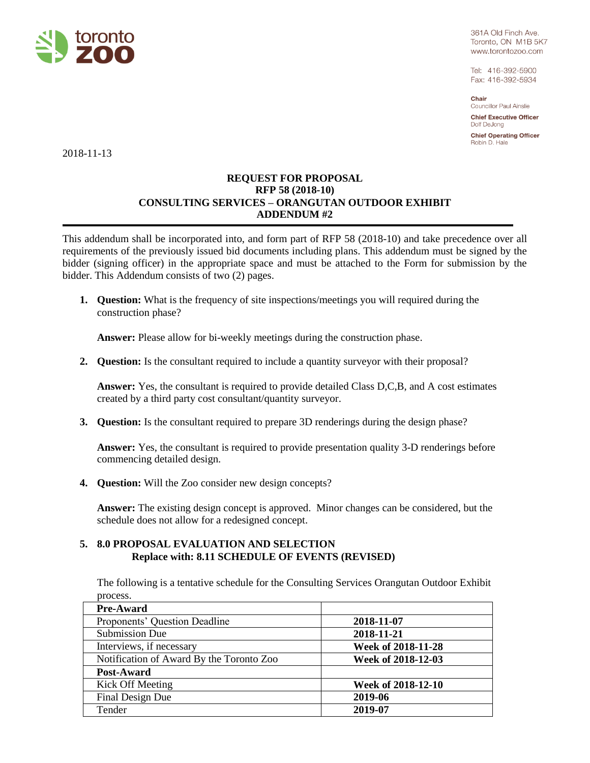toronto zoo

361A Old Finch Ave.
Toronto, ON M1B 5K7
www.torontozoo.com

Tel: 416-392-5900
Fax: 416-392-5934

**Chair**
Councillor Paul Ainslie

**Chief Executive Officer**
Dolf DeJong

**Chief Operating Officer**
Robin D. Hale

2018-11-13

# REQUEST FOR PROPOSAL
## RFP 58 (2018-10)
## CONSULTING SERVICES – ORANGUTAN OUTDOOR EXHIBIT
## ADDENDUM #2

This addendum shall be incorporated into, and form part of RFP 58 (2018-10) and take precedence over all requirements of the previously issued bid documents including plans. This addendum must be signed by the bidder (signing officer) in the appropriate space and must be attached to the Form for submission by the bidder. This Addendum consists of two (2) pages.

1. **Question:** What is the frequency of site inspections/meetings you will required during the construction phase?

   **Answer:** Please allow for bi-weekly meetings during the construction phase.

2. **Question:** Is the consultant required to include a quantity surveyor with their proposal?

   **Answer:** Yes, the consultant is required to provide detailed Class D,C,B, and A cost estimates created by a third party cost consultant/quantity surveyor.

3. **Question:** Is the consultant required to prepare 3D renderings during the design phase?

   **Answer:** Yes, the consultant is required to provide presentation quality 3-D renderings before commencing detailed design.

4. **Question:** Will the Zoo consider new design concepts?

   **Answer:** The existing design concept is approved. Minor changes can be considered, but the schedule does not allow for a redesigned concept.

5. **8.0 PROPOSAL EVALUATION AND SELECTION**
   **Replace with: 8.11 SCHEDULE OF EVENTS (REVISED)**

   The following is a tentative schedule for the Consulting Services Orangutan Outdoor Exhibit process.

| **Pre-Award** | |
|---|---|
| Proponents' Question Deadline | **2018-11-07** |
| Submission Due | **2018-11-21** |
| Interviews, if necessary | **Week of 2018-11-28** |
| Notification of Award By the Toronto Zoo | **Week of 2018-12-03** |
| **Post-Award** | |
| Kick Off Meeting | **Week of 2018-12-10** |
| Final Design Due | **2019-06** |
| Tender | **2019-07** |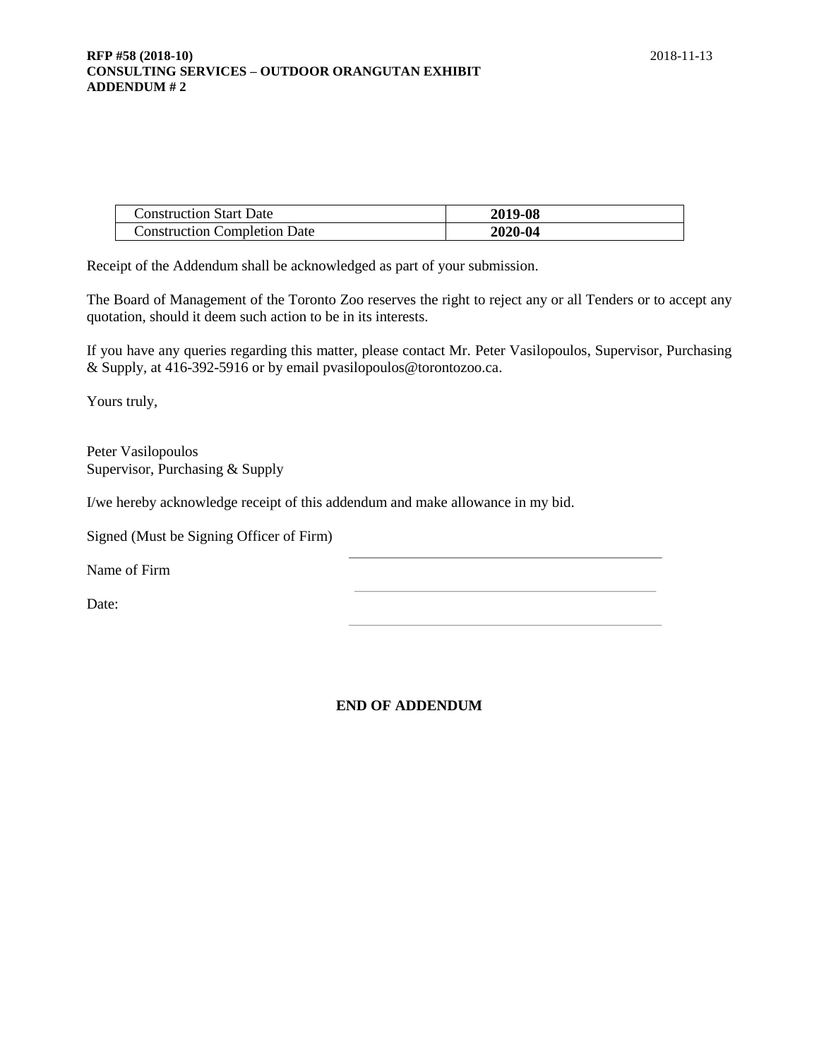| | |
|---|---|
| Construction Start Date | **2019-08** |
| Construction Completion Date | **2020-04** |

Receipt of the Addendum shall be acknowledged as part of your submission.

The Board of Management of the Toronto Zoo reserves the right to reject any or all Tenders or to accept any quotation, should it deem such action to be in its interests.

If you have any queries regarding this matter, please contact Mr. Peter Vasilopoulos, Supervisor, Purchasing & Supply, at 416-392-5916 or by email pvasilopoulos@torontozoo.ca.

Yours truly,

Peter Vasilopoulos
Supervisor, Purchasing & Supply

I/we hereby acknowledge receipt of this addendum and make allowance in my bid.

Signed (Must be Signing Officer of Firm) ______________________________

Name of Firm ______________________________

Date: ______________________________

**END OF ADDENDUM**